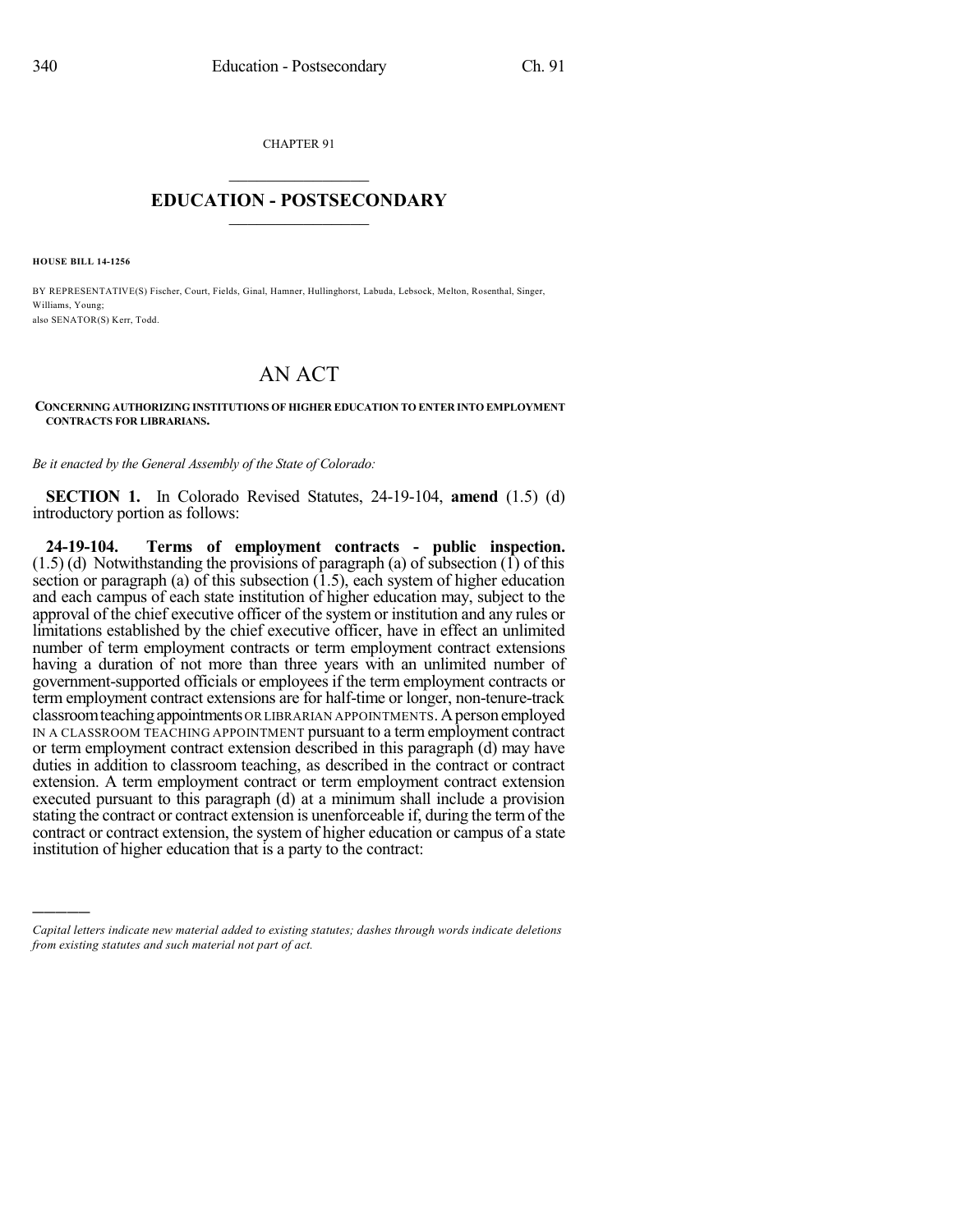CHAPTER 91

# EDUCATION - POSTSECONDARY

**HOUSE BILL 14-1256**

BY REPRESENTATIVE(S) Fischer, Court, Fields, Ginal, Hamner, Hullinghorst, Labuda, Lebsock, Melton, Rosenthal, Singer, Williams, Young;
also SENATOR(S) Kerr, Todd.

# AN ACT

**CONCERNING AUTHORIZING INSTITUTIONS OF HIGHER EDUCATION TO ENTER INTO EMPLOYMENT CONTRACTS FOR LIBRARIANS.**

*Be it enacted by the General Assembly of the State of Colorado:*

**SECTION 1.** In Colorado Revised Statutes, 24-19-104, **amend** (1.5) (d) introductory portion as follows:

**24-19-104. Terms of employment contracts - public inspection.** (1.5) (d) Notwithstanding the provisions of paragraph (a) of subsection (1) of this section or paragraph (a) of this subsection (1.5), each system of higher education and each campus of each state institution of higher education may, subject to the approval of the chief executive officer of the system or institution and any rules or limitations established by the chief executive officer, have in effect an unlimited number of term employment contracts or term employment contract extensions having a duration of not more than three years with an unlimited number of government-supported officials or employees if the term employment contracts or term employment contract extensions are for half-time or longer, non-tenure-track classroom teaching appointments OR LIBRARIAN APPOINTMENTS. A person employed IN A CLASSROOM TEACHING APPOINTMENT pursuant to a term employment contract or term employment contract extension described in this paragraph (d) may have duties in addition to classroom teaching, as described in the contract or contract extension. A term employment contract or term employment contract extension executed pursuant to this paragraph (d) at a minimum shall include a provision stating the contract or contract extension is unenforceable if, during the term of the contract or contract extension, the system of higher education or campus of a state institution of higher education that is a party to the contract:

---

*Capital letters indicate new material added to existing statutes; dashes through words indicate deletions from existing statutes and such material not part of act.*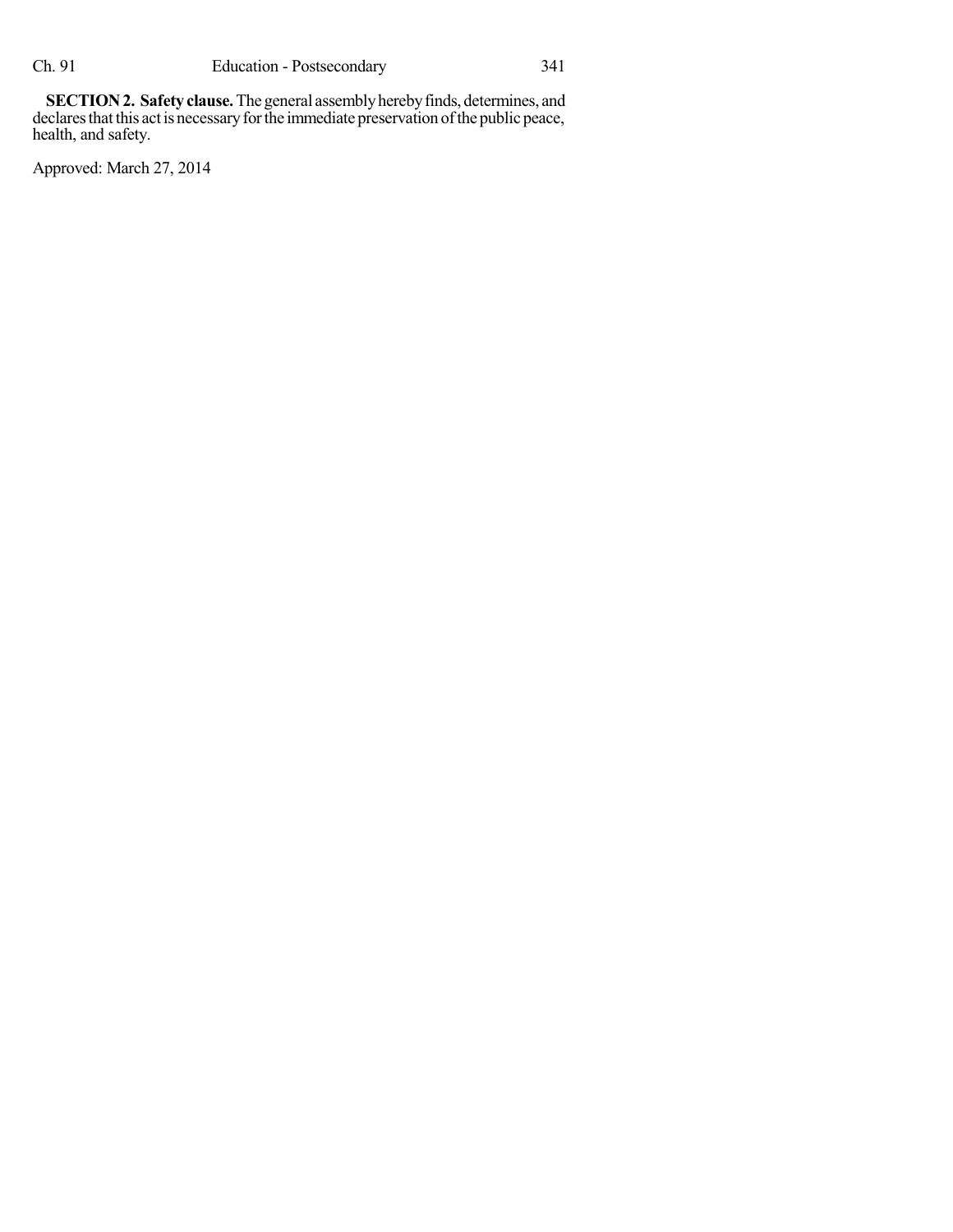**SECTION 2. Safety clause.** The general assembly hereby finds, determines, and declares that this act is necessary for the immediate preservation of the public peace, health, and safety.

Approved: March 27, 2014